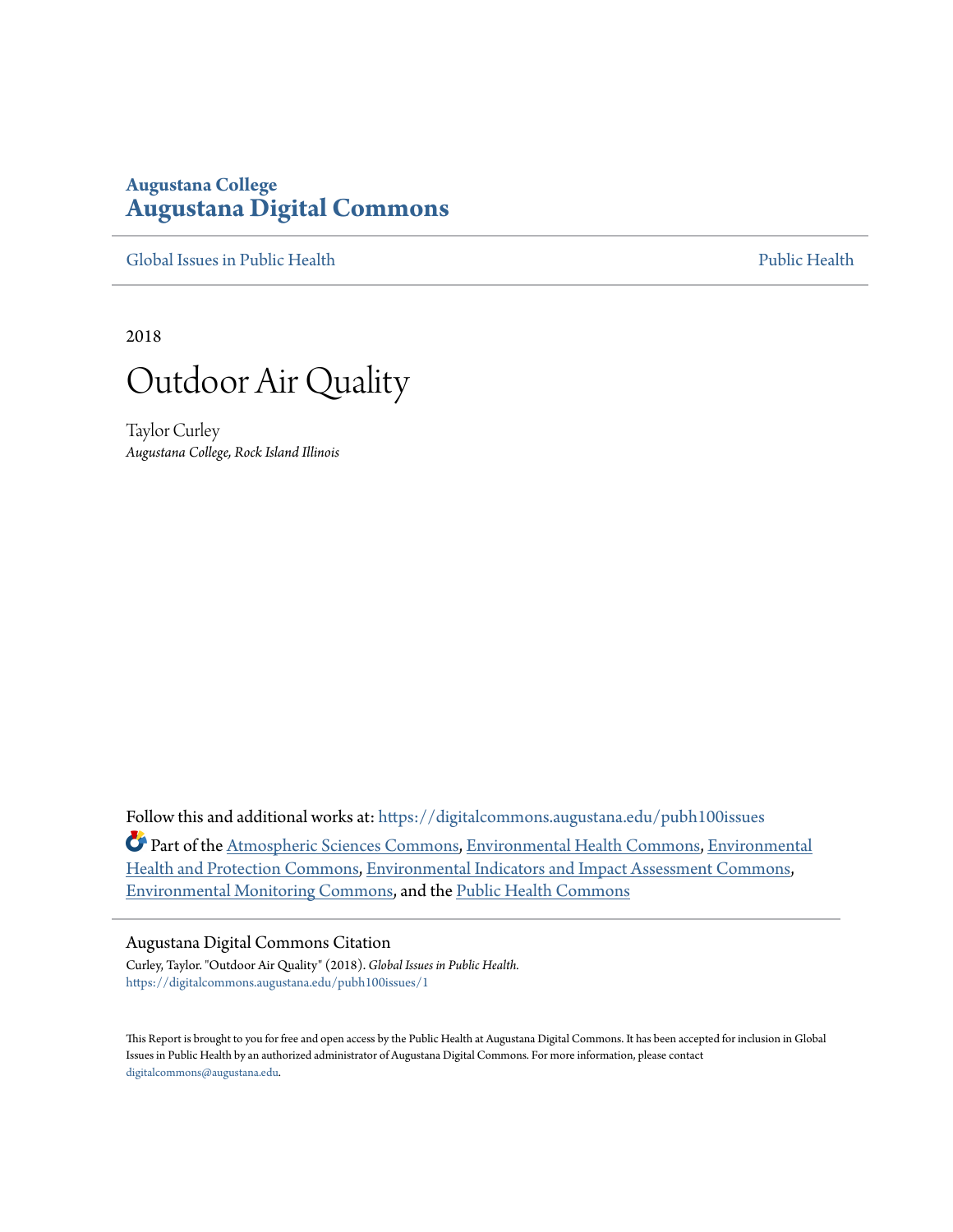**Augustana College**
# Augustana Digital Commons

Global Issues in Public Health | Public Health

2018

# Outdoor Air Quality

Taylor Curley
*Augustana College, Rock Island Illinois*

Follow this and additional works at: https://digitalcommons.augustana.edu/pubh100issues

Part of the Atmospheric Sciences Commons, Environmental Health Commons, Environmental Health and Protection Commons, Environmental Indicators and Impact Assessment Commons, Environmental Monitoring Commons, and the Public Health Commons

## Augustana Digital Commons Citation

Curley, Taylor. "Outdoor Air Quality" (2018). *Global Issues in Public Health.*
https://digitalcommons.augustana.edu/pubh100issues/1

This Report is brought to you for free and open access by the Public Health at Augustana Digital Commons. It has been accepted for inclusion in Global Issues in Public Health by an authorized administrator of Augustana Digital Commons. For more information, please contact digitalcommons@augustana.edu.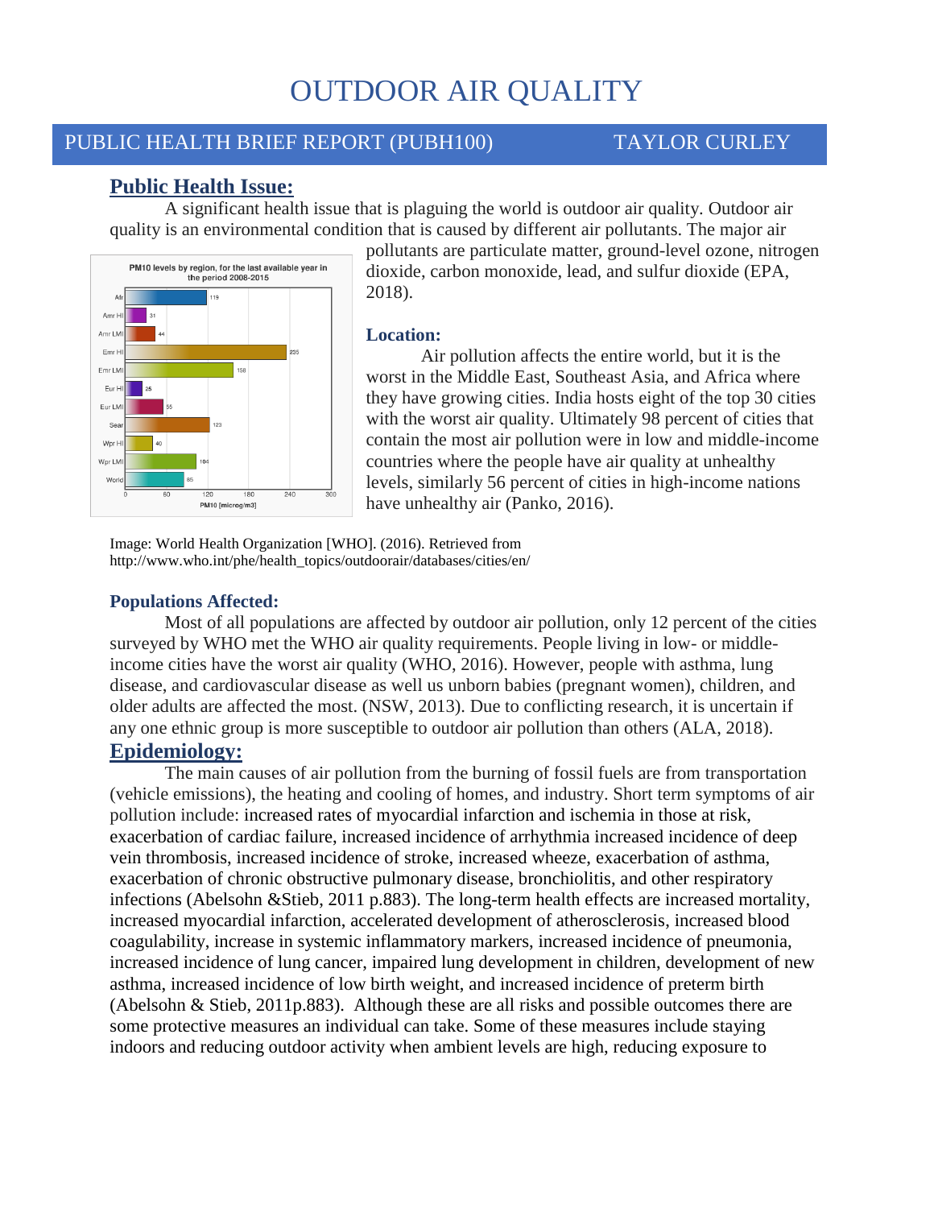# OUTDOOR AIR QUALITY

PUBLIC HEALTH BRIEF REPORT (PUBH100) TAYLOR CURLEY

## Public Health Issue:

A significant health issue that is plaguing the world is outdoor air quality. Outdoor air quality is an environmental condition that is caused by different air pollutants. The major air pollutants are particulate matter, ground-level ozone, nitrogen dioxide, carbon monoxide, lead, and sulfur dioxide (EPA, 2018).

PM10 levels by region, for the last available year in the period 2008-2015

Afr 119
Amr HI 31
Amr LMI 44
Emr HI 235
Emr LMI 158
Eur HI 25
Eur LMI 55
Sear 123
Wpr HI 40
Wpr LMI 104
World 85

0 60 120 180 240 300

PM10 [microg/m3]

Image: World Health Organization [WHO]. (2016). Retrieved from http://www.who.int/phe/health_topics/outdoorair/databases/cities/en/

### Location:

Air pollution affects the entire world, but it is the worst in the Middle East, Southeast Asia, and Africa where they have growing cities. India hosts eight of the top 30 cities with the worst air quality. Ultimately 98 percent of cities that contain the most air pollution were in low and middle-income countries where the people have air quality at unhealthy levels, similarly 56 percent of cities in high-income nations have unhealthy air (Panko, 2016).

### Populations Affected:

Most of all populations are affected by outdoor air pollution, only 12 percent of the cities surveyed by WHO met the WHO air quality requirements. People living in low- or middle-income cities have the worst air quality (WHO, 2016). However, people with asthma, lung disease, and cardiovascular disease as well us unborn babies (pregnant women), children, and older adults are affected the most. (NSW, 2013). Due to conflicting research, it is uncertain if any one ethnic group is more susceptible to outdoor air pollution than others (ALA, 2018).

## Epidemiology:

The main causes of air pollution from the burning of fossil fuels are from transportation (vehicle emissions), the heating and cooling of homes, and industry. Short term symptoms of air pollution include: increased rates of myocardial infarction and ischemia in those at risk, exacerbation of cardiac failure, increased incidence of arrhythmia increased incidence of deep vein thrombosis, increased incidence of stroke, increased wheeze, exacerbation of asthma, exacerbation of chronic obstructive pulmonary disease, bronchiolitis, and other respiratory infections (Abelsohn &Stieb, 2011 p.883). The long-term health effects are increased mortality, increased myocardial infarction, accelerated development of atherosclerosis, increased blood coagulability, increase in systemic inflammatory markers, increased incidence of pneumonia, increased incidence of lung cancer, impaired lung development in children, development of new asthma, increased incidence of low birth weight, and increased incidence of preterm birth (Abelsohn & Stieb, 2011p.883). Although these are all risks and possible outcomes there are some protective measures an individual can take. Some of these measures include staying indoors and reducing outdoor activity when ambient levels are high, reducing exposure to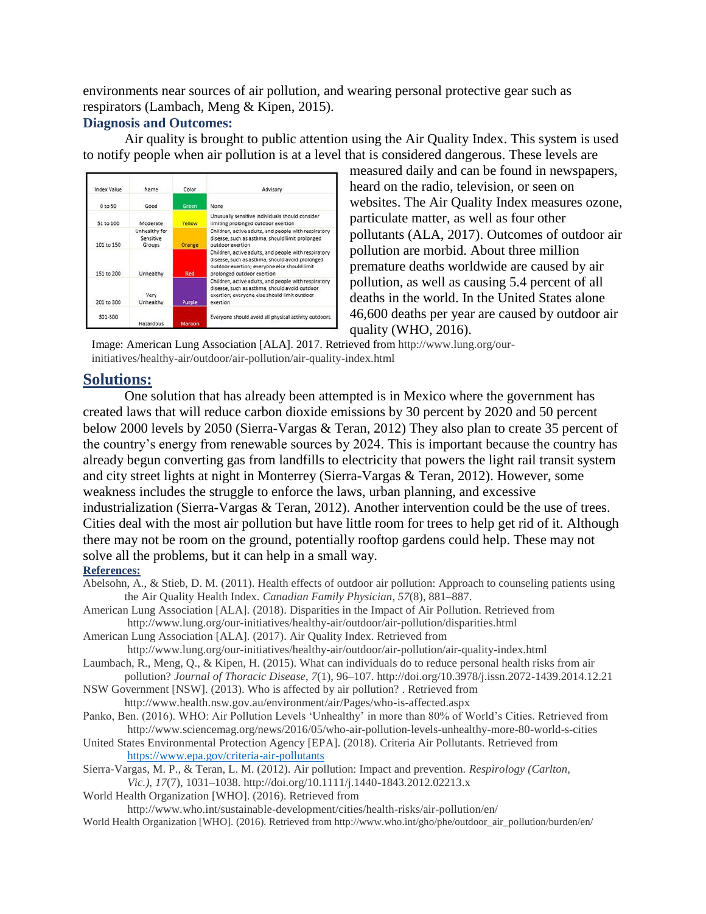environments near sources of air pollution, and wearing personal protective gear such as respirators (Lambach, Meng & Kipen, 2015).

### Diagnosis and Outcomes:

Air quality is brought to public attention using the Air Quality Index. This system is used to notify people when air pollution is at a level that is considered dangerous. These levels are measured daily and can be found in newspapers, heard on the radio, television, or seen on websites. The Air Quality Index measures ozone, particulate matter, as well as four other pollutants (ALA, 2017). Outcomes of outdoor air pollution are morbid. About three million premature deaths worldwide are caused by air pollution, as well as causing 5.4 percent of all deaths in the world. In the United States alone 46,600 deaths per year are caused by outdoor air quality (WHO, 2016).

| Index Value | Name | Color | Advisory |
|---|---|---|---|
| 0 to 50 | Good | Green | None |
| 51 to 100 | Moderate | Yellow | Unusually sensitive individuals should consider limiting prolonged outdoor exertion |
| 101 to 150 | Unhealthy for Sensitive Groups | Orange | Children, active adults, and people with respiratory disease, such as asthma, should limit prolonged outdoor exertion |
| 151 to 200 | Unhealthy | Red | Children, active adults, and people with respiratory disease, such as asthma, should avoid prolonged outdoor exertion; everyone else should limit prolonged outdoor exertion |
| 201 to 300 | Very Unhealthy | Purple | Children, active adults, and people with respiratory disease, such as asthma, should avoid outdoor exertion; everyone else should limit outdoor exertion |
| 301-500 | Hazardous | Maroon | Everyone should avoid all physical activity outdoors. |

Image: American Lung Association [ALA]. 2017. Retrieved from http://www.lung.org/our-initiatives/healthy-air/outdoor/air-pollution/air-quality-index.html

## Solutions:

One solution that has already been attempted is in Mexico where the government has created laws that will reduce carbon dioxide emissions by 30 percent by 2020 and 50 percent below 2000 levels by 2050 (Sierra-Vargas & Teran, 2012) They also plan to create 35 percent of the country's energy from renewable sources by 2024. This is important because the country has already begun converting gas from landfills to electricity that powers the light rail transit system and city street lights at night in Monterrey (Sierra-Vargas & Teran, 2012). However, some weakness includes the struggle to enforce the laws, urban planning, and excessive industrialization (Sierra-Vargas & Teran, 2012). Another intervention could be the use of trees. Cities deal with the most air pollution but have little room for trees to help get rid of it. Although there may not be room on the ground, potentially rooftop gardens could help. These may not solve all the problems, but it can help in a small way.

### References:

Abelsohn, A., & Stieb, D. M. (2011). Health effects of outdoor air pollution: Approach to counseling patients using the Air Quality Health Index. *Canadian Family Physician*, *57*(8), 881–887.

American Lung Association [ALA]. (2018). Disparities in the Impact of Air Pollution. Retrieved from http://www.lung.org/our-initiatives/healthy-air/outdoor/air-pollution/disparities.html

American Lung Association [ALA]. (2017). Air Quality Index. Retrieved from http://www.lung.org/our-initiatives/healthy-air/outdoor/air-pollution/air-quality-index.html

Laumbach, R., Meng, Q., & Kipen, H. (2015). What can individuals do to reduce personal health risks from air pollution? *Journal of Thoracic Disease*, *7*(1), 96–107. http://doi.org/10.3978/j.issn.2072-1439.2014.12.21

NSW Government [NSW]. (2013). Who is affected by air pollution? . Retrieved from http://www.health.nsw.gov.au/environment/air/Pages/who-is-affected.aspx

Panko, Ben. (2016). WHO: Air Pollution Levels 'Unhealthy' in more than 80% of World's Cities. Retrieved from http://www.sciencemag.org/news/2016/05/who-air-pollution-levels-unhealthy-more-80-world-s-cities

United States Environmental Protection Agency [EPA]. (2018). Criteria Air Pollutants. Retrieved from https://www.epa.gov/criteria-air-pollutants

Sierra-Vargas, M. P., & Teran, L. M. (2012). Air pollution: Impact and prevention. *Respirology (Carlton, Vic.)*, *17*(7), 1031–1038. http://doi.org/10.1111/j.1440-1843.2012.02213.x

World Health Organization [WHO]. (2016). Retrieved from http://www.who.int/sustainable-development/cities/health-risks/air-pollution/en/

World Health Organization [WHO]. (2016). Retrieved from http://www.who.int/gho/phe/outdoor_air_pollution/burden/en/